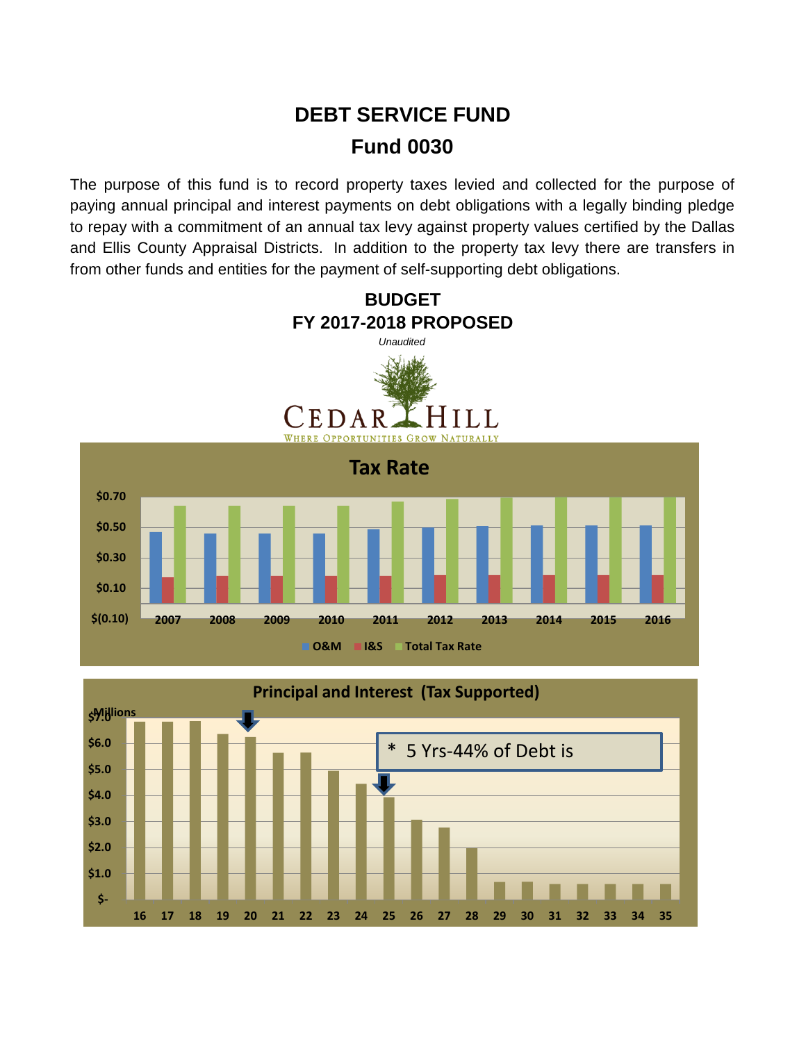# DEBT SERVICE FUND

## Fund 0030

The purpose of this fund is to record property taxes levied and collected for the purpose of paying annual principal and interest payments on debt obligations with a legally binding pledge to repay with a commitment of an annual tax levy against property values certified by the Dallas and Ellis County Appraisal Districts. In addition to the property tax levy there are transfers in from other funds and entities for the payment of self-supporting debt obligations.

## BUDGET
## FY 2017-2018 PROPOSED

*Unaudited*

CEDAR HILL
WHERE OPPORTUNITIES GROW NATURALLY

**Tax Rate**

$0.70
$0.50
$0.30
$0.10
$(0.10)

2007 2008 2009 2010 2011 2012 2013 2014 2015 2016

O&M I&S Total Tax Rate

**Principal and Interest (Tax Supported)**

Millions
$7.0
$6.0
$5.0
$4.0
$3.0
$2.0
$1.0
$-

16 17 18 19 20 21 22 23 24 25 26 27 28 29 30 31 32 33 34 35

\* 5 Yrs-44% of Debt is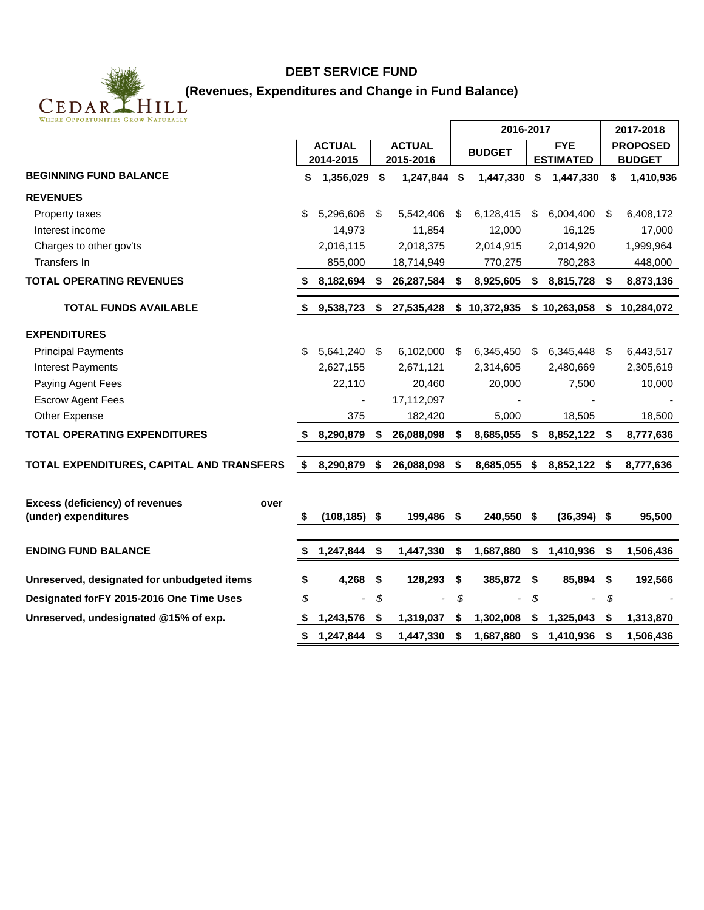CEDAR HILL
WHERE OPPORTUNITIES GROW NATURALLY

# DEBT SERVICE FUND

## (Revenues, Expenditures and Change in Fund Balance)

| | ACTUAL 2014-2015 | ACTUAL 2015-2016 | 2016-2017 BUDGET | 2016-2017 FYE ESTIMATED | 2017-2018 PROPOSED BUDGET |
|---|---|---|---|---|---|
| **BEGINNING FUND BALANCE** | **$ 1,356,029** | **$ 1,247,844** | **$ 1,447,330** | **$ 1,447,330** | **$ 1,410,936** |
| **REVENUES** | | | | | |
| Property taxes | $ 5,296,606 | $ 5,542,406 | $ 6,128,415 | $ 6,004,400 | $ 6,408,172 |
| Interest income | 14,973 | 11,854 | 12,000 | 16,125 | 17,000 |
| Charges to other gov'ts | 2,016,115 | 2,018,375 | 2,014,915 | 2,014,920 | 1,999,964 |
| Transfers In | 855,000 | 18,714,949 | 770,275 | 780,283 | 448,000 |
| **TOTAL OPERATING REVENUES** | **$ 8,182,694** | **$ 26,287,584** | **$ 8,925,605** | **$ 8,815,728** | **$ 8,873,136** |
| **TOTAL FUNDS AVAILABLE** | **$ 9,538,723** | **$ 27,535,428** | **$ 10,372,935** | **$ 10,263,058** | **$ 10,284,072** |
| **EXPENDITURES** | | | | | |
| Principal Payments | $ 5,641,240 | $ 6,102,000 | $ 6,345,450 | $ 6,345,448 | $ 6,443,517 |
| Interest Payments | 2,627,155 | 2,671,121 | 2,314,605 | 2,480,669 | 2,305,619 |
| Paying Agent Fees | 22,110 | 20,460 | 20,000 | 7,500 | 10,000 |
| Escrow Agent Fees | - | 17,112,097 | - | - | - |
| Other Expense | 375 | 182,420 | 5,000 | 18,505 | 18,500 |
| **TOTAL OPERATING EXPENDITURES** | **$ 8,290,879** | **$ 26,088,098** | **$ 8,685,055** | **$ 8,852,122** | **$ 8,777,636** |
| **TOTAL EXPENDITURES, CAPITAL AND TRANSFERS** | **$ 8,290,879** | **$ 26,088,098** | **$ 8,685,055** | **$ 8,852,122** | **$ 8,777,636** |
| **Excess (deficiency) of revenues over (under) expenditures** | **$ (108,185)** | **$ 199,486** | **$ 240,550** | **$ (36,394)** | **$ 95,500** |
| **ENDING FUND BALANCE** | **$ 1,247,844** | **$ 1,447,330** | **$ 1,687,880** | **$ 1,410,936** | **$ 1,506,436** |
| **Unreserved, designated for unbudgeted items** | **$ 4,268** | **$ 128,293** | **$ 385,872** | **$ 85,894** | **$ 192,566** |
| **Designated forFY 2015-2016 One Time Uses** | $ - | $ - | $ - | $ - | $ - |
| **Unreserved, undesignated @15% of exp.** | **$ 1,243,576** | **$ 1,319,037** | **$ 1,302,008** | **$ 1,325,043** | **$ 1,313,870** |
| | **$ 1,247,844** | **$ 1,447,330** | **$ 1,687,880** | **$ 1,410,936** | **$ 1,506,436** |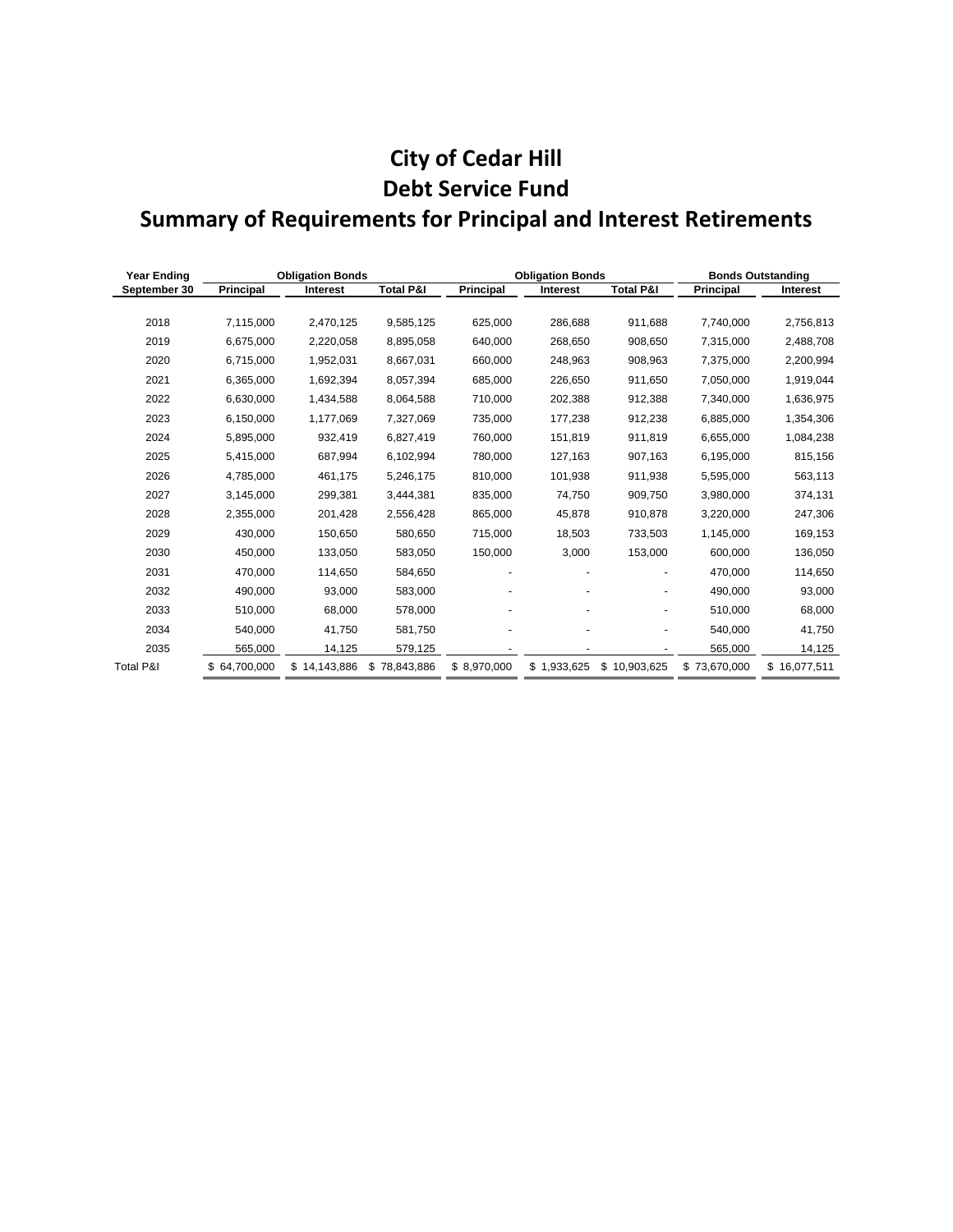# City of Cedar Hill
# Debt Service Fund
# Summary of Requirements for Principal and Interest Retirements

| Year Ending | Obligation Bonds | | | Obligation Bonds | | | Bonds Outstanding | |
|---|---|---|---|---|---|---|---|---|
| September 30 | Principal | Interest | Total P&I | Principal | Interest | Total P&I | Principal | Interest |
| 2018 | 7,115,000 | 2,470,125 | 9,585,125 | 625,000 | 286,688 | 911,688 | 7,740,000 | 2,756,813 |
| 2019 | 6,675,000 | 2,220,058 | 8,895,058 | 640,000 | 268,650 | 908,650 | 7,315,000 | 2,488,708 |
| 2020 | 6,715,000 | 1,952,031 | 8,667,031 | 660,000 | 248,963 | 908,963 | 7,375,000 | 2,200,994 |
| 2021 | 6,365,000 | 1,692,394 | 8,057,394 | 685,000 | 226,650 | 911,650 | 7,050,000 | 1,919,044 |
| 2022 | 6,630,000 | 1,434,588 | 8,064,588 | 710,000 | 202,388 | 912,388 | 7,340,000 | 1,636,975 |
| 2023 | 6,150,000 | 1,177,069 | 7,327,069 | 735,000 | 177,238 | 912,238 | 6,885,000 | 1,354,306 |
| 2024 | 5,895,000 | 932,419 | 6,827,419 | 760,000 | 151,819 | 911,819 | 6,655,000 | 1,084,238 |
| 2025 | 5,415,000 | 687,994 | 6,102,994 | 780,000 | 127,163 | 907,163 | 6,195,000 | 815,156 |
| 2026 | 4,785,000 | 461,175 | 5,246,175 | 810,000 | 101,938 | 911,938 | 5,595,000 | 563,113 |
| 2027 | 3,145,000 | 299,381 | 3,444,381 | 835,000 | 74,750 | 909,750 | 3,980,000 | 374,131 |
| 2028 | 2,355,000 | 201,428 | 2,556,428 | 865,000 | 45,878 | 910,878 | 3,220,000 | 247,306 |
| 2029 | 430,000 | 150,650 | 580,650 | 715,000 | 18,503 | 733,503 | 1,145,000 | 169,153 |
| 2030 | 450,000 | 133,050 | 583,050 | 150,000 | 3,000 | 153,000 | 600,000 | 136,050 |
| 2031 | 470,000 | 114,650 | 584,650 | - | - | - | 470,000 | 114,650 |
| 2032 | 490,000 | 93,000 | 583,000 | - | - | - | 490,000 | 93,000 |
| 2033 | 510,000 | 68,000 | 578,000 | - | - | - | 510,000 | 68,000 |
| 2034 | 540,000 | 41,750 | 581,750 | - | - | - | 540,000 | 41,750 |
| 2035 | 565,000 | 14,125 | 579,125 | - | - | - | 565,000 | 14,125 |
| Total P&I | $ 64,700,000 | $ 14,143,886 | $ 78,843,886 | $ 8,970,000 | $ 1,933,625 | $ 10,903,625 | $ 73,670,000 | $ 16,077,511 |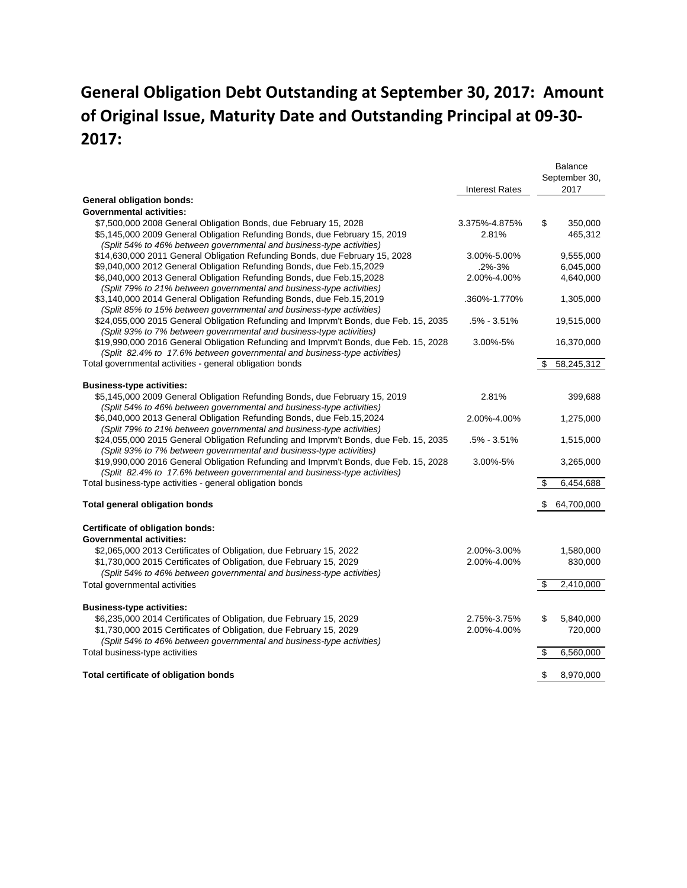# General Obligation Debt Outstanding at September 30, 2017: Amount of Original Issue, Maturity Date and Outstanding Principal at 09-30-2017:

| | Interest Rates | Balance September 30, 2017 |
|---|---|---|
| **General obligation bonds:** | | |
| **Governmental activities:** | | |
| $7,500,000 2008 General Obligation Bonds, due February 15, 2028 | 3.375%-4.875% | $ 350,000 |
| $5,145,000 2009 General Obligation Refunding Bonds, due February 15, 2019 *(Split 54% to 46% between governmental and business-type activities)* | 2.81% | 465,312 |
| $14,630,000 2011 General Obligation Refunding Bonds, due February 15, 2028 | 3.00%-5.00% | 9,555,000 |
| $9,040,000 2012 General Obligation Refunding Bonds, due Feb.15,2029 | .2%-3% | 6,045,000 |
| $6,040,000 2013 General Obligation Refunding Bonds, due Feb.15,2028 *(Split 79% to 21% between governmental and business-type activities)* | 2.00%-4.00% | 4,640,000 |
| $3,140,000 2014 General Obligation Refunding Bonds, due Feb.15,2019 *(Split 85% to 15% between governmental and business-type activities)* | .360%-1.770% | 1,305,000 |
| $24,055,000 2015 General Obligation Refunding and Imprvm't Bonds, due Feb. 15, 2035 *(Split 93% to 7% between governmental and business-type activities)* | .5% - 3.51% | 19,515,000 |
| $19,990,000 2016 General Obligation Refunding and Imprvm't Bonds, due Feb. 15, 2028 *(Split 82.4% to 17.6% between governmental and business-type activities)* | 3.00%-5% | 16,370,000 |
| Total governmental activities - general obligation bonds | | $ 58,245,312 |
| **Business-type activities:** | | |
| $5,145,000 2009 General Obligation Refunding Bonds, due February 15, 2019 *(Split 54% to 46% between governmental and business-type activities)* | 2.81% | 399,688 |
| $6,040,000 2013 General Obligation Refunding Bonds, due Feb.15,2024 *(Split 79% to 21% between governmental and business-type activities)* | 2.00%-4.00% | 1,275,000 |
| $24,055,000 2015 General Obligation Refunding and Imprvm't Bonds, due Feb. 15, 2035 *(Split 93% to 7% between governmental and business-type activities)* | .5% - 3.51% | 1,515,000 |
| $19,990,000 2016 General Obligation Refunding and Imprvm't Bonds, due Feb. 15, 2028 *(Split 82.4% to 17.6% between governmental and business-type activities)* | 3.00%-5% | 3,265,000 |
| Total business-type activities - general obligation bonds | | $ 6,454,688 |
| **Total general obligation bonds** | | $ 64,700,000 |
| **Certificate of obligation bonds:** | | |
| **Governmental activities:** | | |
| $2,065,000 2013 Certificates of Obligation, due February 15, 2022 | 2.00%-3.00% | 1,580,000 |
| $1,730,000 2015 Certificates of Obligation, due February 15, 2029 *(Split 54% to 46% between governmental and business-type activities)* | 2.00%-4.00% | 830,000 |
| Total governmental activities | | $ 2,410,000 |
| **Business-type activities:** | | |
| $6,235,000 2014 Certificates of Obligation, due February 15, 2029 | 2.75%-3.75% | $ 5,840,000 |
| $1,730,000 2015 Certificates of Obligation, due February 15, 2029 *(Split 54% to 46% between governmental and business-type activities)* | 2.00%-4.00% | 720,000 |
| Total business-type activities | | $ 6,560,000 |
| **Total certificate of obligation bonds** | | $ 8,970,000 |